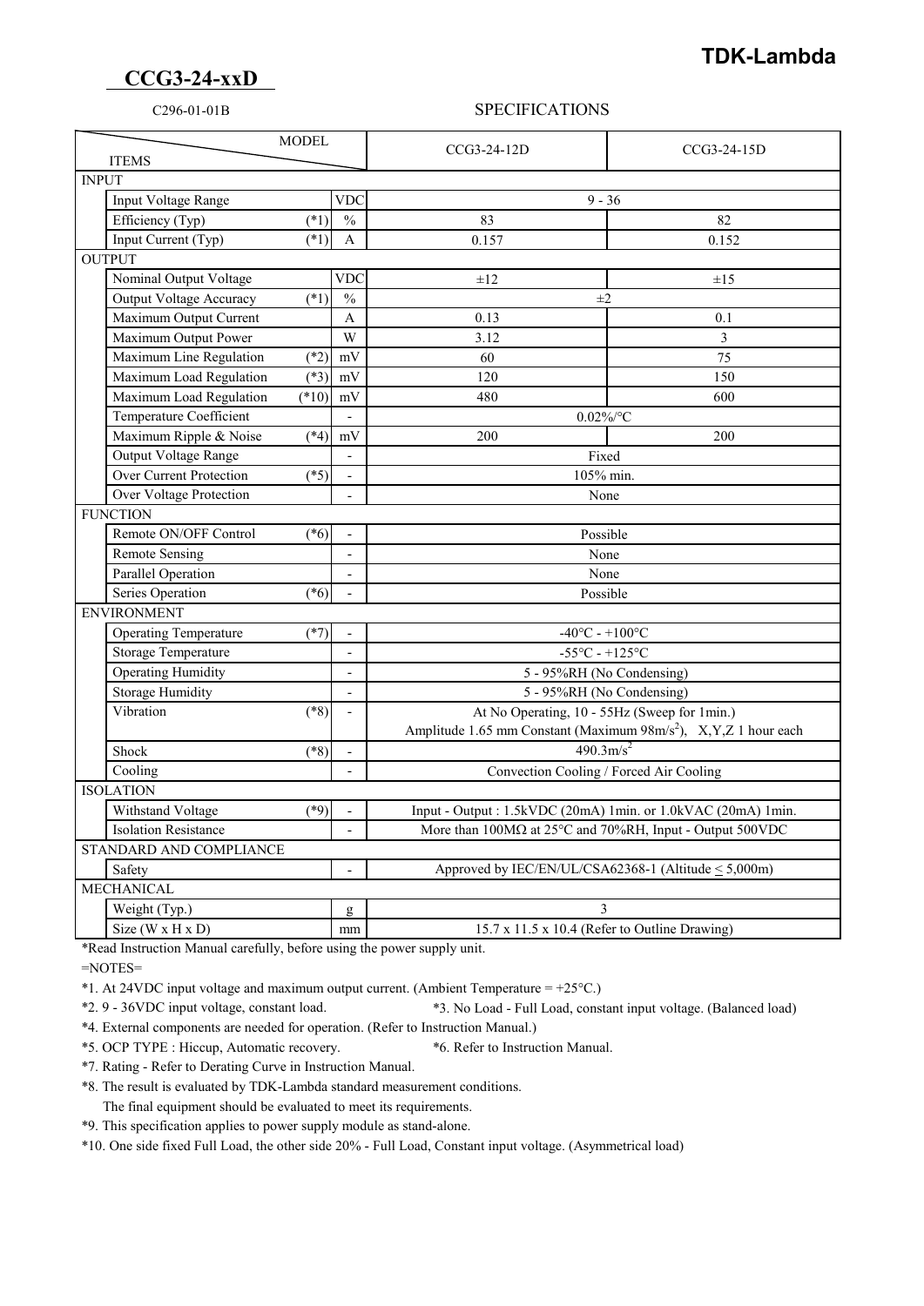# TDK-Lambda

## CCG3-24-xxD

C296-01-01B

SPECIFICATIONS

| ITEMS \ MODEL | | | | CCG3-24-12D | CCG3-24-15D |
|---|---|---|---|---|---|
| INPUT | | | | | |
| | Input Voltage Range | | VDC | 9 - 36 | |
| | Efficiency (Typ) | (*1) | % | 83 | 82 |
| | Input Current (Typ) | (*1) | A | 0.157 | 0.152 |
| OUTPUT | | | | | |
| | Nominal Output Voltage | | VDC | ±12 | ±15 |
| | Output Voltage Accuracy | (*1) | % | ±2 | |
| | Maximum Output Current | | A | 0.13 | 0.1 |
| | Maximum Output Power | | W | 3.12 | 3 |
| | Maximum Line Regulation | (*2) | mV | 60 | 75 |
| | Maximum Load Regulation | (*3) | mV | 120 | 150 |
| | Maximum Load Regulation | (*10) | mV | 480 | 600 |
| | Temperature Coefficient | | - | 0.02%/°C | |
| | Maximum Ripple & Noise | (*4) | mV | 200 | 200 |
| | Output Voltage Range | | - | Fixed | |
| | Over Current Protection | (*5) | - | 105% min. | |
| | Over Voltage Protection | | - | None | |
| FUNCTION | | | | | |
| | Remote ON/OFF Control | (*6) | - | Possible | |
| | Remote Sensing | | - | None | |
| | Parallel Operation | | - | None | |
| | Series Operation | (*6) | - | Possible | |
| ENVIRONMENT | | | | | |
| | Operating Temperature | (*7) | - | -40°C - +100°C | |
| | Storage Temperature | | - | -55°C - +125°C | |
| | Operating Humidity | | - | 5 - 95%RH (No Condensing) | |
| | Storage Humidity | | - | 5 - 95%RH (No Condensing) | |
| | Vibration | (*8) | - | At No Operating, 10 - 55Hz (Sweep for 1min.) Amplitude 1.65 mm Constant (Maximum $98m/s^2$), X,Y,Z 1 hour each | |
| | Shock | (*8) | - | $490.3m/s^2$ | |
| | Cooling | | - | Convection Cooling / Forced Air Cooling | |
| ISOLATION | | | | | |
| | Withstand Voltage | (*9) | - | Input - Output : 1.5kVDC (20mA) 1min. or 1.0kVAC (20mA) 1min. | |
| | Isolation Resistance | | - | More than 100MΩ at 25°C and 70%RH, Input - Output 500VDC | |
| STANDARD AND COMPLIANCE | | | | | |
| | Safety | | - | Approved by IEC/EN/UL/CSA62368-1 (Altitude ≤ 5,000m) | |
| MECHANICAL | | | | | |
| | Weight (Typ.) | | g | 3 | |
| | Size (W x H x D) | | mm | 15.7 x 11.5 x 10.4 (Refer to Outline Drawing) | |

*Read Instruction Manual carefully, before using the power supply unit.

=NOTES=

*1. At 24VDC input voltage and maximum output current. (Ambient Temperature = +25°C.)

*2. 9 - 36VDC input voltage, constant load.

*3. No Load - Full Load, constant input voltage. (Balanced load)

*4. External components are needed for operation. (Refer to Instruction Manual.)

*5. OCP TYPE : Hiccup, Automatic recovery.

*6. Refer to Instruction Manual.

*7. Rating - Refer to Derating Curve in Instruction Manual.

*8. The result is evaluated by TDK-Lambda standard measurement conditions.
The final equipment should be evaluated to meet its requirements.

*9. This specification applies to power supply module as stand-alone.

*10. One side fixed Full Load, the other side 20% - Full Load, Constant input voltage. (Asymmetrical load)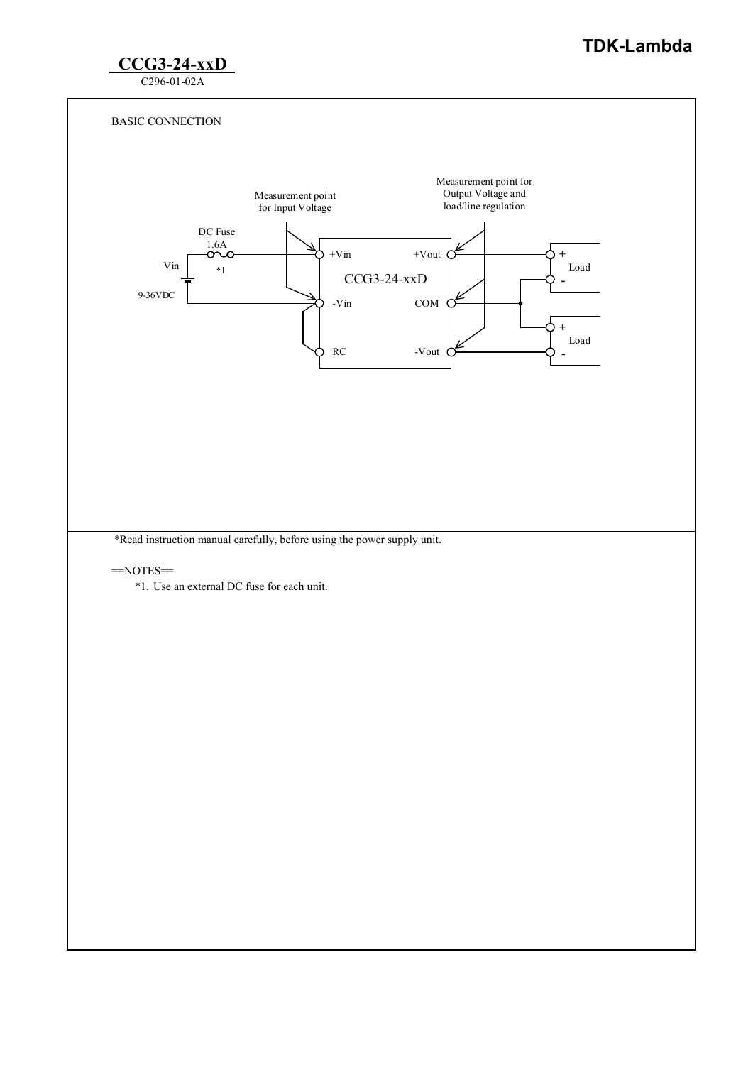# CCG3-24-xxD

C296-01-02A

BASIC CONNECTION

Measurement point for Input Voltage

Measurement point for Output Voltage and load/line regulation

DC Fuse 1.6A

*1

Vin

9-36VDC

+Vin

-Vin

RC

CCG3-24-xxD

+Vout

COM

-Vout

+

Load

-

+

Load

-

*Read instruction manual carefully, before using the power supply unit.

==NOTES==

*1. Use an external DC fuse for each unit.